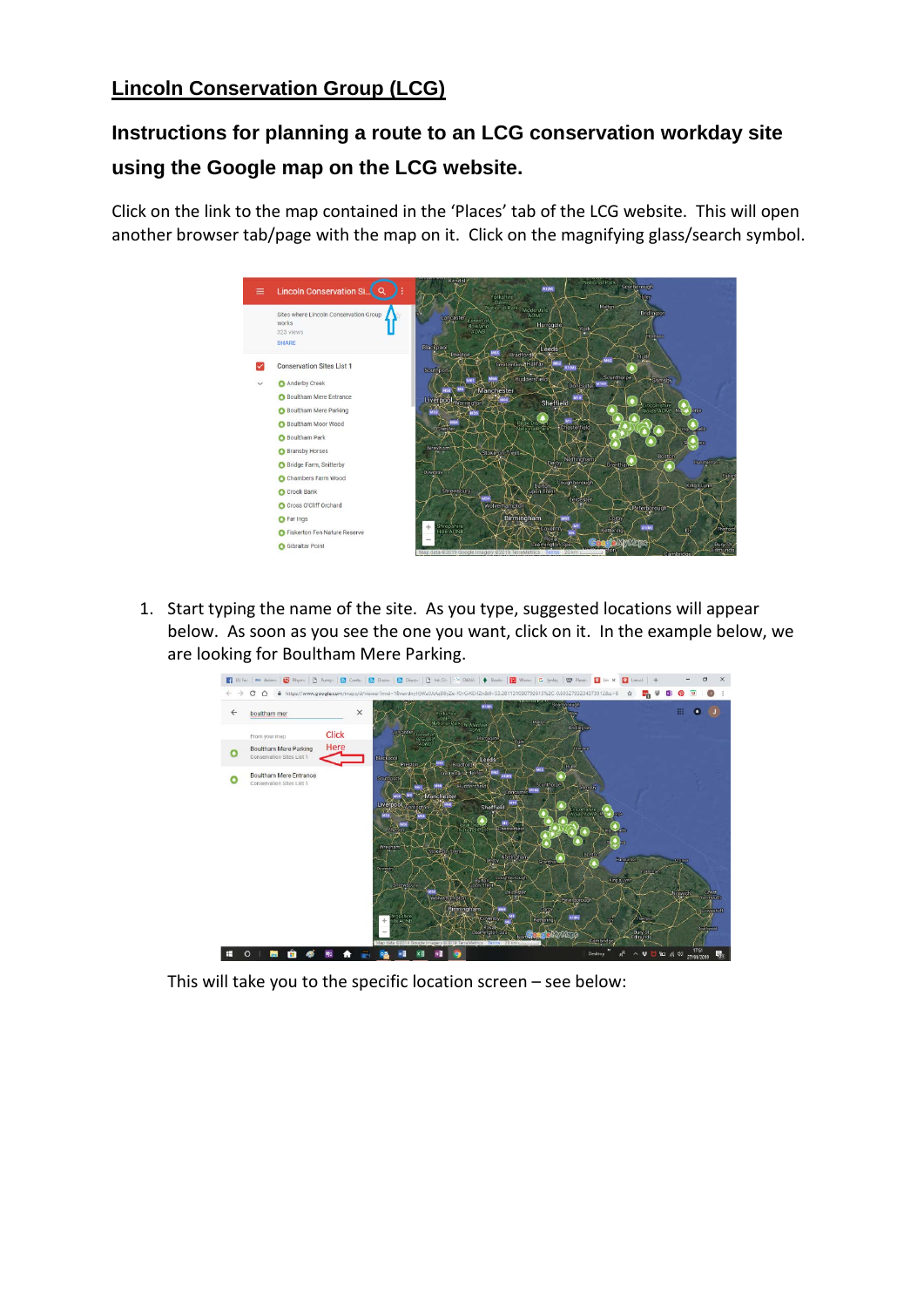# Lincoln Conservation Group (LCG)

## Instructions for planning a route to an LCG conservation workday site using the Google map on the LCG website.

Click on the link to the map contained in the 'Places' tab of the LCG website. This will open another browser tab/page with the map on it. Click on the magnifying glass/search symbol.

1. Start typing the name of the site. As you type, suggested locations will appear below. As soon as you see the one you want, click on it. In the example below, we are looking for Boultham Mere Parking.

This will take you to the specific location screen – see below: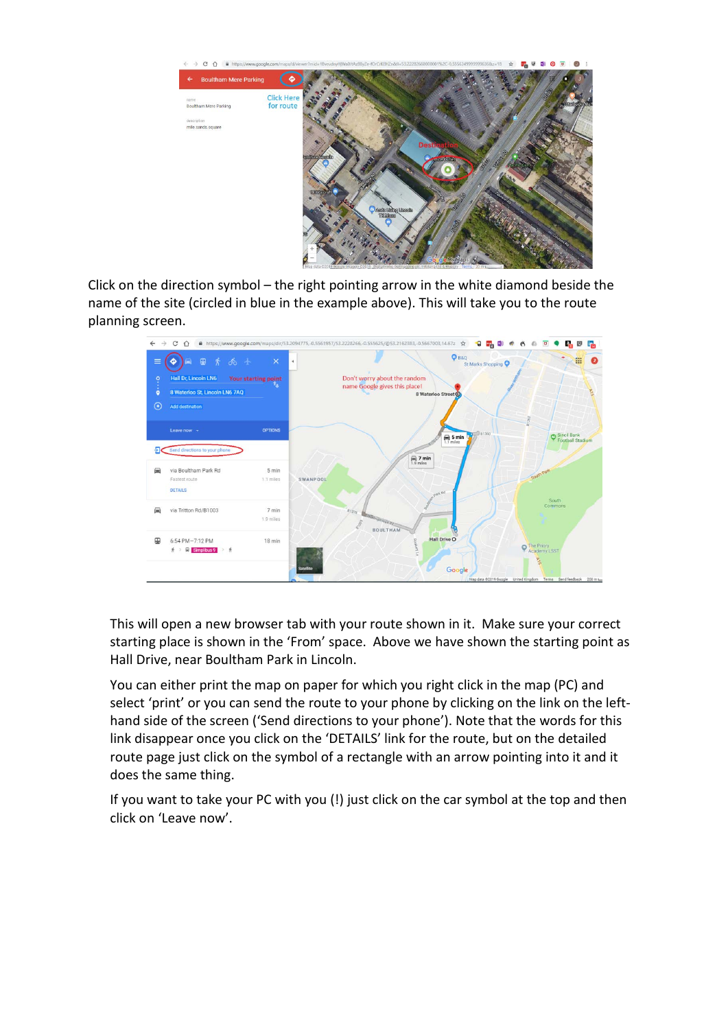Click on the direction symbol – the right pointing arrow in the white diamond beside the name of the site (circled in blue in the example above). This will take you to the route planning screen.

This will open a new browser tab with your route shown in it. Make sure your correct starting place is shown in the 'From' space. Above we have shown the starting point as Hall Drive, near Boultham Park in Lincoln.

You can either print the map on paper for which you right click in the map (PC) and select 'print' or you can send the route to your phone by clicking on the link on the left-hand side of the screen ('Send directions to your phone'). Note that the words for this link disappear once you click on the 'DETAILS' link for the route, but on the detailed route page just click on the symbol of a rectangle with an arrow pointing into it and it does the same thing.

If you want to take your PC with you (!) just click on the car symbol at the top and then click on 'Leave now'.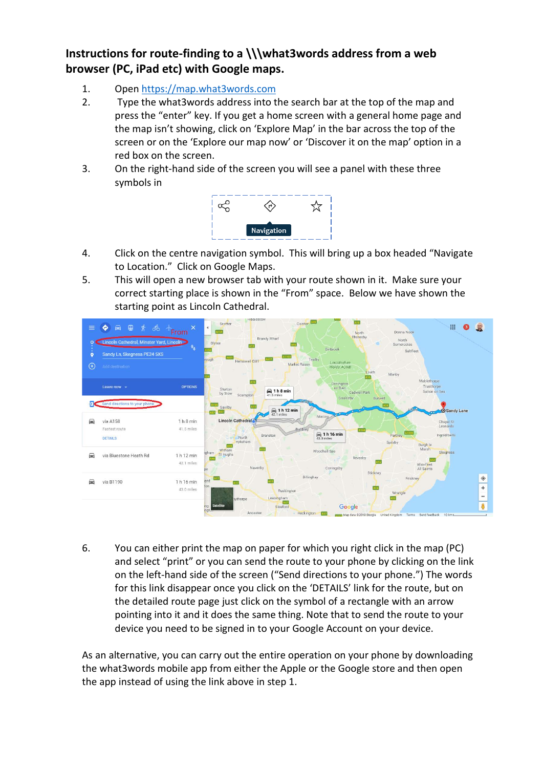## Instructions for route-finding to a \\\what3words address from a web browser (PC, iPad etc) with Google maps.

1. Open https://map.what3words.com
2. Type the what3words address into the search bar at the top of the map and press the "enter" key. If you get a home screen with a general home page and the map isn't showing, click on 'Explore Map' in the bar across the top of the screen or on the 'Explore our map now' or 'Discover it on the map' option in a red box on the screen.
3. On the right-hand side of the screen you will see a panel with these three symbols in

   Navigation

4. Click on the centre navigation symbol. This will bring up a box headed "Navigate to Location." Click on Google Maps.
5. This will open a new browser tab with your route shown in it. Make sure your correct starting place is shown in the "From" space. Below we have shown the starting point as Lincoln Cathedral.

6. You can either print the map on paper for which you right click in the map (PC) and select "print" or you can send the route to your phone by clicking on the link on the left-hand side of the screen ("Send directions to your phone.") The words for this link disappear once you click on the 'DETAILS' link for the route, but on the detailed route page just click on the symbol of a rectangle with an arrow pointing into it and it does the same thing. Note that to send the route to your device you need to be signed in to your Google Account on your device.

As an alternative, you can carry out the entire operation on your phone by downloading the what3words mobile app from either the Apple or the Google store and then open the app instead of using the link above in step 1.